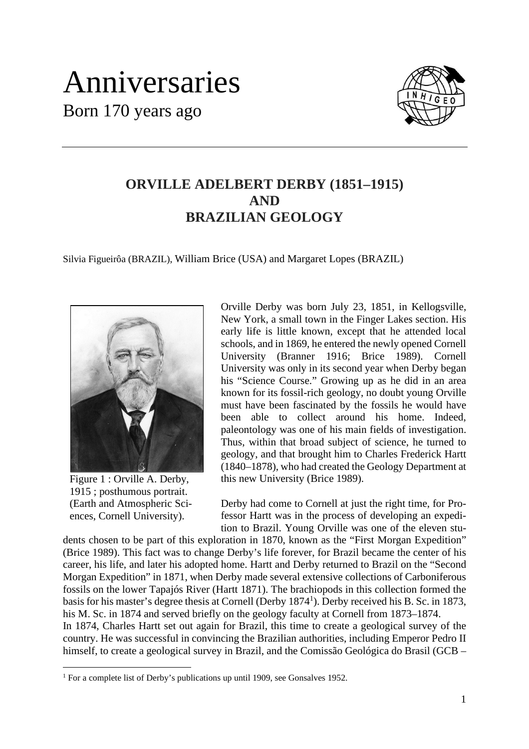# Anniversaries

## Born 170 years ago

## ORVILLE ADELBERT DERBY (1851–1915) AND BRAZILIAN GEOLOGY

Silvia Figueirôa (BRAZIL), William Brice (USA) and Margaret Lopes (BRAZIL)

Figure 1 : Orville A. Derby, 1915 ; posthumous portrait. (Earth and Atmospheric Sciences, Cornell University).

Orville Derby was born July 23, 1851, in Kellogsville, New York, a small town in the Finger Lakes section. His early life is little known, except that he attended local schools, and in 1869, he entered the newly opened Cornell University (Branner 1916; Brice 1989). Cornell University was only in its second year when Derby began his "Science Course." Growing up as he did in an area known for its fossil-rich geology, no doubt young Orville must have been fascinated by the fossils he would have been able to collect around his home. Indeed, paleontology was one of his main fields of investigation. Thus, within that broad subject of science, he turned to geology, and that brought him to Charles Frederick Hartt (1840–1878), who had created the Geology Department at this new University (Brice 1989).

Derby had come to Cornell at just the right time, for Professor Hartt was in the process of developing an expedition to Brazil. Young Orville was one of the eleven students chosen to be part of this exploration in 1870, known as the "First Morgan Expedition" (Brice 1989). This fact was to change Derby's life forever, for Brazil became the center of his career, his life, and later his adopted home. Hartt and Derby returned to Brazil on the "Second Morgan Expedition" in 1871, when Derby made several extensive collections of Carboniferous fossils on the lower Tapajós River (Hartt 1871). The brachiopods in this collection formed the basis for his master's degree thesis at Cornell (Derby 1874[1]). Derby received his B. Sc. in 1873, his M. Sc. in 1874 and served briefly on the geology faculty at Cornell from 1873–1874.

In 1874, Charles Hartt set out again for Brazil, this time to create a geological survey of the country. He was successful in convincing the Brazilian authorities, including Emperor Pedro II himself, to create a geological survey in Brazil, and the Comissão Geológica do Brasil (GCB –

[1] For a complete list of Derby's publications up until 1909, see Gonsalves 1952.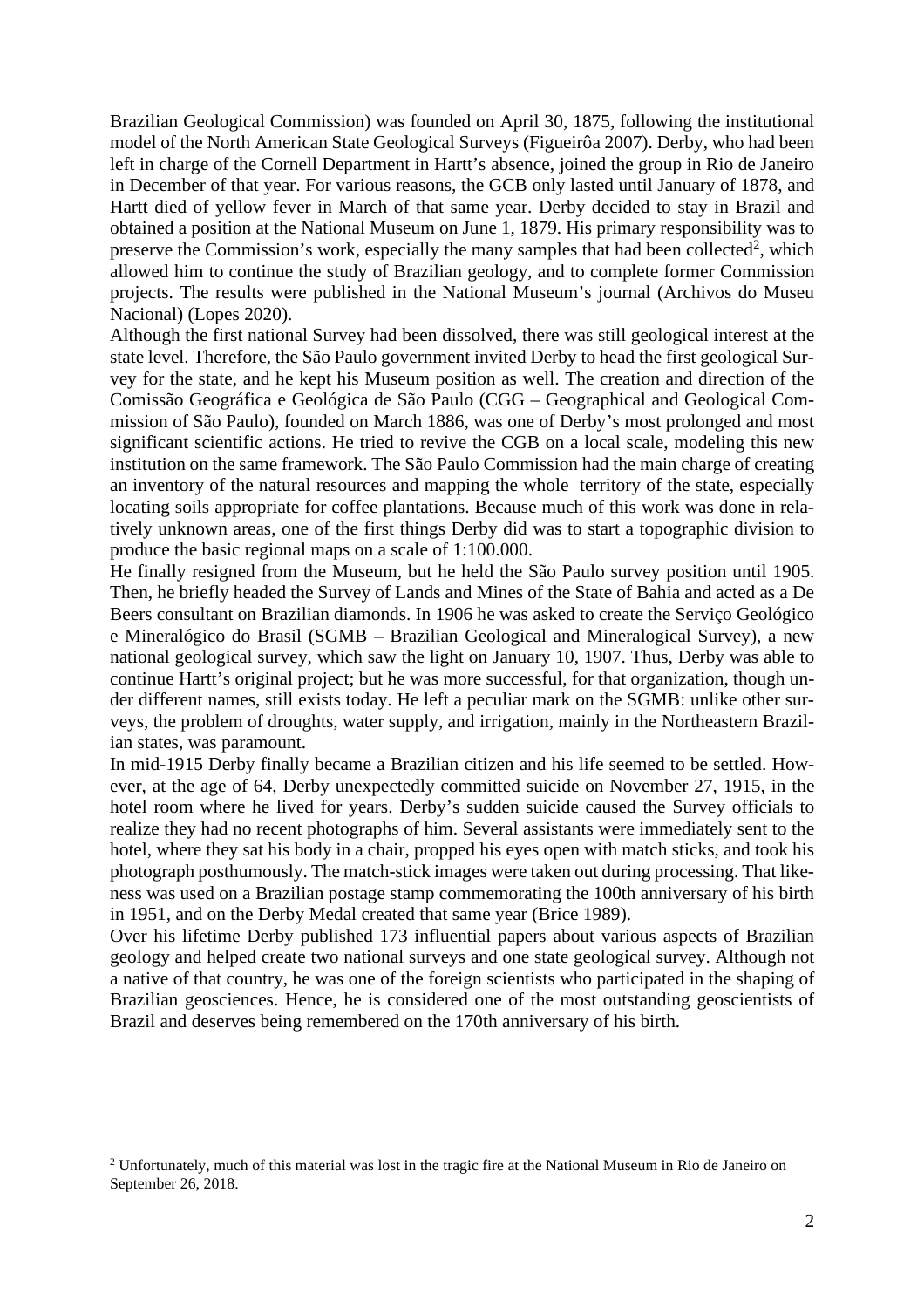Brazilian Geological Commission) was founded on April 30, 1875, following the institutional model of the North American State Geological Surveys (Figueirôa 2007). Derby, who had been left in charge of the Cornell Department in Hartt's absence, joined the group in Rio de Janeiro in December of that year. For various reasons, the GCB only lasted until January of 1878, and Hartt died of yellow fever in March of that same year. Derby decided to stay in Brazil and obtained a position at the National Museum on June 1, 1879. His primary responsibility was to preserve the Commission's work, especially the many samples that had been collected[2], which allowed him to continue the study of Brazilian geology, and to complete former Commission projects. The results were published in the National Museum's journal (Archivos do Museu Nacional) (Lopes 2020).

Although the first national Survey had been dissolved, there was still geological interest at the state level. Therefore, the São Paulo government invited Derby to head the first geological Survey for the state, and he kept his Museum position as well. The creation and direction of the Comissão Geográfica e Geológica de São Paulo (CGG – Geographical and Geological Commission of São Paulo), founded on March 1886, was one of Derby's most prolonged and most significant scientific actions. He tried to revive the CGB on a local scale, modeling this new institution on the same framework. The São Paulo Commission had the main charge of creating an inventory of the natural resources and mapping the whole territory of the state, especially locating soils appropriate for coffee plantations. Because much of this work was done in relatively unknown areas, one of the first things Derby did was to start a topographic division to produce the basic regional maps on a scale of 1:100.000.

He finally resigned from the Museum, but he held the São Paulo survey position until 1905. Then, he briefly headed the Survey of Lands and Mines of the State of Bahia and acted as a De Beers consultant on Brazilian diamonds. In 1906 he was asked to create the Serviço Geológico e Mineralógico do Brasil (SGMB – Brazilian Geological and Mineralogical Survey), a new national geological survey, which saw the light on January 10, 1907. Thus, Derby was able to continue Hartt's original project; but he was more successful, for that organization, though under different names, still exists today. He left a peculiar mark on the SGMB: unlike other surveys, the problem of droughts, water supply, and irrigation, mainly in the Northeastern Brazilian states, was paramount.

In mid-1915 Derby finally became a Brazilian citizen and his life seemed to be settled. However, at the age of 64, Derby unexpectedly committed suicide on November 27, 1915, in the hotel room where he lived for years. Derby's sudden suicide caused the Survey officials to realize they had no recent photographs of him. Several assistants were immediately sent to the hotel, where they sat his body in a chair, propped his eyes open with match sticks, and took his photograph posthumously. The match-stick images were taken out during processing. That likeness was used on a Brazilian postage stamp commemorating the 100th anniversary of his birth in 1951, and on the Derby Medal created that same year (Brice 1989).

Over his lifetime Derby published 173 influential papers about various aspects of Brazilian geology and helped create two national surveys and one state geological survey. Although not a native of that country, he was one of the foreign scientists who participated in the shaping of Brazilian geosciences. Hence, he is considered one of the most outstanding geoscientists of Brazil and deserves being remembered on the 170th anniversary of his birth.

[2] Unfortunately, much of this material was lost in the tragic fire at the National Museum in Rio de Janeiro on September 26, 2018.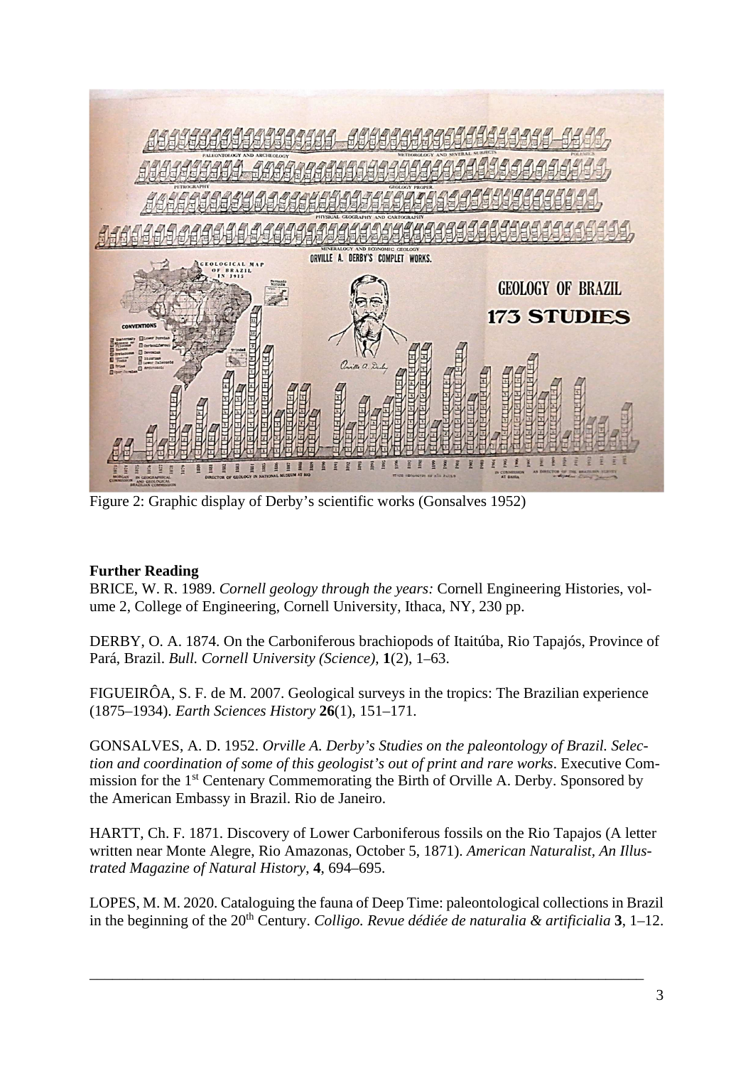Figure 2: Graphic display of Derby's scientific works (Gonsalves 1952)

**Further Reading**

BRICE, W. R. 1989. *Cornell geology through the years:* Cornell Engineering Histories, volume 2, College of Engineering, Cornell University, Ithaca, NY, 230 pp.

DERBY, O. A. 1874. On the Carboniferous brachiopods of Itaitúba, Rio Tapajós, Province of Pará, Brazil. *Bull. Cornell University (Science)*, **1**(2), 1–63.

FIGUEIRÔA, S. F. de M. 2007. Geological surveys in the tropics: The Brazilian experience (1875–1934). *Earth Sciences History* **26**(1), 151–171.

GONSALVES, A. D. 1952. *Orville A. Derby's Studies on the paleontology of Brazil. Selection and coordination of some of this geologist's out of print and rare works*. Executive Commission for the 1st Centenary Commemorating the Birth of Orville A. Derby. Sponsored by the American Embassy in Brazil. Rio de Janeiro.

HARTT, Ch. F. 1871. Discovery of Lower Carboniferous fossils on the Rio Tapajos (A letter written near Monte Alegre, Rio Amazonas, October 5, 1871). *American Naturalist, An Illustrated Magazine of Natural History*, **4**, 694–695.

LOPES, M. M. 2020. Cataloguing the fauna of Deep Time: paleontological collections in Brazil in the beginning of the 20th Century. *Colligo. Revue dédiée de naturalia & artificialia* **3**, 1–12.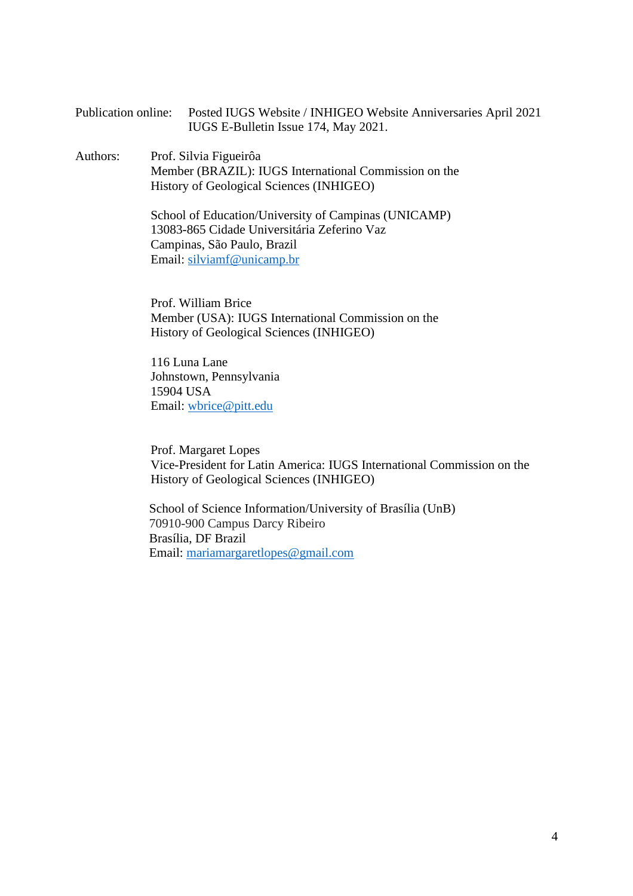Publication online: Posted IUGS Website / INHIGEO Website Anniversaries April 2021
IUGS E-Bulletin Issue 174, May 2021.

Authors: Prof. Silvia Figueirôa
Member (BRAZIL): IUGS International Commission on the History of Geological Sciences (INHIGEO)

School of Education/University of Campinas (UNICAMP)
13083-865 Cidade Universitária Zeferino Vaz
Campinas, São Paulo, Brazil
Email: silviamf@unicamp.br

Prof. William Brice
Member (USA): IUGS International Commission on the History of Geological Sciences (INHIGEO)

116 Luna Lane
Johnstown, Pennsylvania
15904 USA
Email: wbrice@pitt.edu

Prof. Margaret Lopes
Vice-President for Latin America: IUGS International Commission on the History of Geological Sciences (INHIGEO)

School of Science Information/University of Brasília (UnB)
70910-900 Campus Darcy Ribeiro
Brasília, DF Brazil
Email: mariamargaretlopes@gmail.com